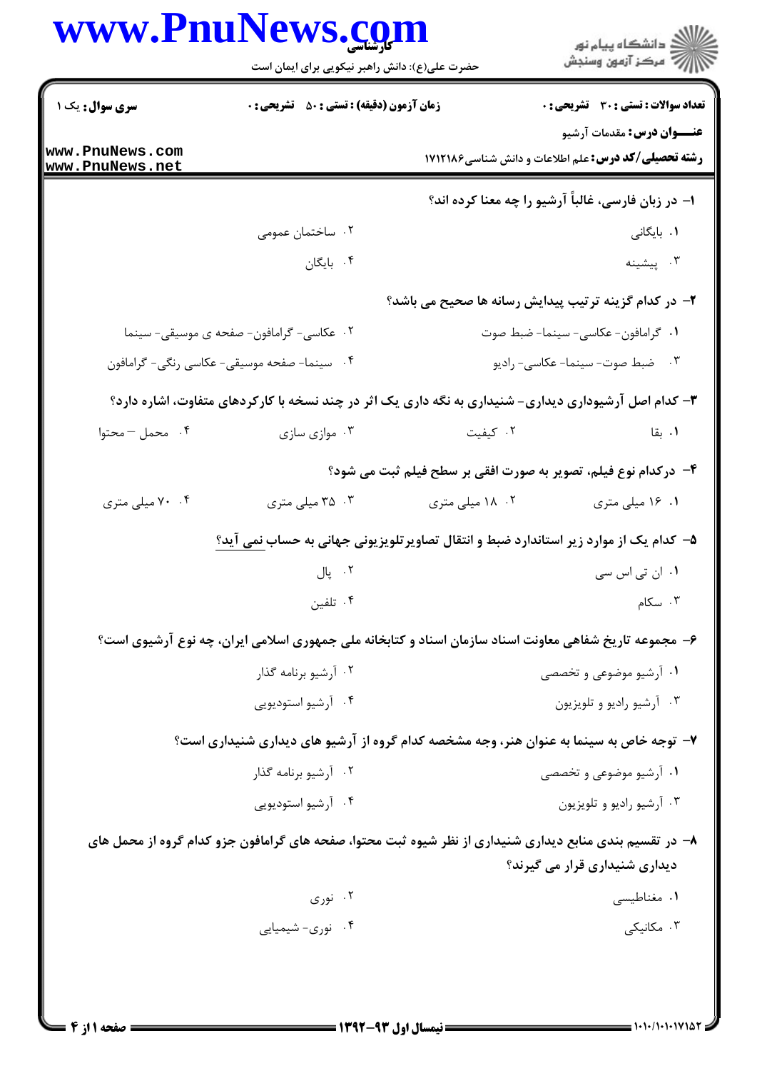**تعداد سوالات : تستی : ۳۰ تشریحی : ۰** | **زمان آزمون (دقیقه) : تستی : ۵۰ تشریحی : ۰** | **سری سوال : یک ۱**

**عنـــوان درس:** مقدمات آرشیو

**رشته تحصیلی/کد درس:** علم اطلاعات و دانش شناسی۱۷۱۲۱۸۶

**۱- در زبان فارسی، غالباً آرشیو را چه معنا کرده اند؟**

۱. بایگانی
۲. ساختمان عمومی
۳. پیشینه
۴. بایگان

**۲- در کدام گزینه ترتیب پیدایش رسانه ها صحیح می باشد؟**

۱. گرامافون- عکاسی- سینما- ضبط صوت
۲. عکاسی- گرامافون- صفحه ی موسیقی- سینما
۳. ضبط صوت- سینما- عکاسی- رادیو
۴. سینما- صفحه موسیقی- عکاسی رنگی- گرامافون

**۳- کدام اصل آرشیوداری دیداری- شنیداری به نگه داری یک اثر در چند نسخه با کارکردهای متفاوت، اشاره دارد؟**

۱. بقا
۲. کیفیت
۳. موازی سازی
۴. محمل – محتوا

**۴- درکدام نوع فیلم، تصویر به صورت افقی بر سطح فیلم ثبت می شود؟**

۱. ۱۶ میلی متری
۲. ۱۸ میلی متری
۳. ۳۵ میلی متری
۴. ۷۰ میلی متری

**۵- کدام یک از موارد زیر استاندارد ضبط و انتقال تصاویرتلویزیونی جهانی به حساب نمی آید؟**

۱. ان تی اس سی
۲. پال
۳. سکام
۴. تلفین

**۶- مجموعه تاریخ شفاهی معاونت اسناد سازمان اسناد و کتابخانه ملی جمهوری اسلامی ایران، چه نوع آرشیوی است؟**

۱. آرشیو موضوعی و تخصصی
۲. آرشیو برنامه گذار
۳. آرشیو رادیو و تلویزیون
۴. آرشیو استودیویی

**۷- توجه خاص به سینما به عنوان هنر، وجه مشخصه کدام گروه از آرشیو های دیداری شنیداری است؟**

۱. آرشیو موضوعی و تخصصی
۲. آرشیو برنامه گذار
۳. آرشیو رادیو و تلویزیون
۴. آرشیو استودیویی

**۸- در تقسیم بندی منابع دیداری شنیداری از نظر شیوه ثبت محتوا، صفحه های گرامافون جزو کدام گروه از محمل های دیداری شنیداری قرار می گیرند؟**

۱. مغناطیسی
۲. نوری
۳. مکانیکی
۴. نوری- شیمیایی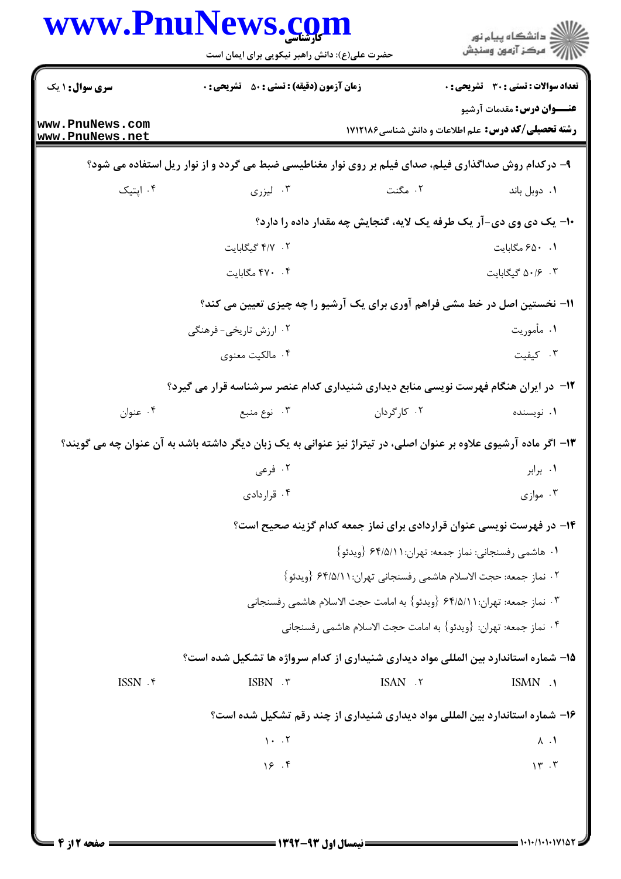**سری سوال:** ۱ یک

**زمان آزمون (دقیقه) : تستی : ۵۰ تشریحی : ۰**

**تعداد سوالات : تستی : ۳۰ تشریحی : ۰**

**عنـــوان درس:** مقدمات آرشیو

**رشته تحصیلی/کد درس:** علم اطلاعات و دانش شناسی۱۷۱۲۱۸۶

۹- درکدام روش صداگذاری فیلم، صدای فیلم بر روی نوار مغناطیسی ضبط می گردد و از نوار ریل استفاده می شود؟

۱. دوبل باند
۲. مگنت
۳. لیزری
۴. اپتیک

۱۰- یک دی وی دی-آر یک طرفه یک لایه، گنجایش چه مقدار داده را دارد؟

۱. ۶۵۰ مگابایت
۲. ۴/۷ گیگابایت
۳. ۵۰/۶ گیگابایت
۴. ۴۷۰ مگابایت

۱۱- نخستین اصل در خط مشی فراهم آوری برای یک آرشیو را چه چیزی تعیین می کند؟

۱. مأموریت
۲. ارزش تاریخی- فرهنگی
۳. کیفیت
۴. مالکیت معنوی

۱۲- در ایران هنگام فهرست نویسی منابع دیداری شنیداری کدام عنصر سرشناسه قرار می گیرد؟

۱. نویسنده
۲. کارگردان
۳. نوع منبع
۴. عنوان

۱۳- اگر ماده آرشیوی علاوه بر عنوان اصلی، در تیتراژ نیز عنوانی به یک زبان دیگر داشته باشد به آن عنوان چه می گویند؟

۱. برابر
۲. فرعی
۳. موازی
۴. قراردادی

۱۴- در فهرست نویسی عنوان قراردادی برای نماز جمعه کدام گزینه صحیح است؟

۱. هاشمی رفسنجانی: نماز جمعه: تهران:۶۴/۵/۱۱ {ویدئو}
۲. نماز جمعه: حجت الاسلام هاشمی رفسنجانی تهران:۶۴/۵/۱۱ {ویدئو}
۳. نماز جمعه: تهران:۶۴/۵/۱۱ {ویدئو} به امامت حجت الاسلام هاشمی رفسنجانی
۴. نماز جمعه: تهران: {ویدئو} به امامت حجت الاسلام هاشمی رفسنجانی

۱۵- شماره استاندارد بین المللی مواد دیداری شنیداری از کدام سرواژه ها تشکیل شده است؟

۱. ISMN
۲. ISAN
۳. ISBN
۴. ISSN

۱۶- شماره استاندارد بین المللی مواد دیداری شنیداری از چند رقم تشکیل شده است؟

۱. ۸
۲. ۱۰
۳. ۱۳
۴. ۱۶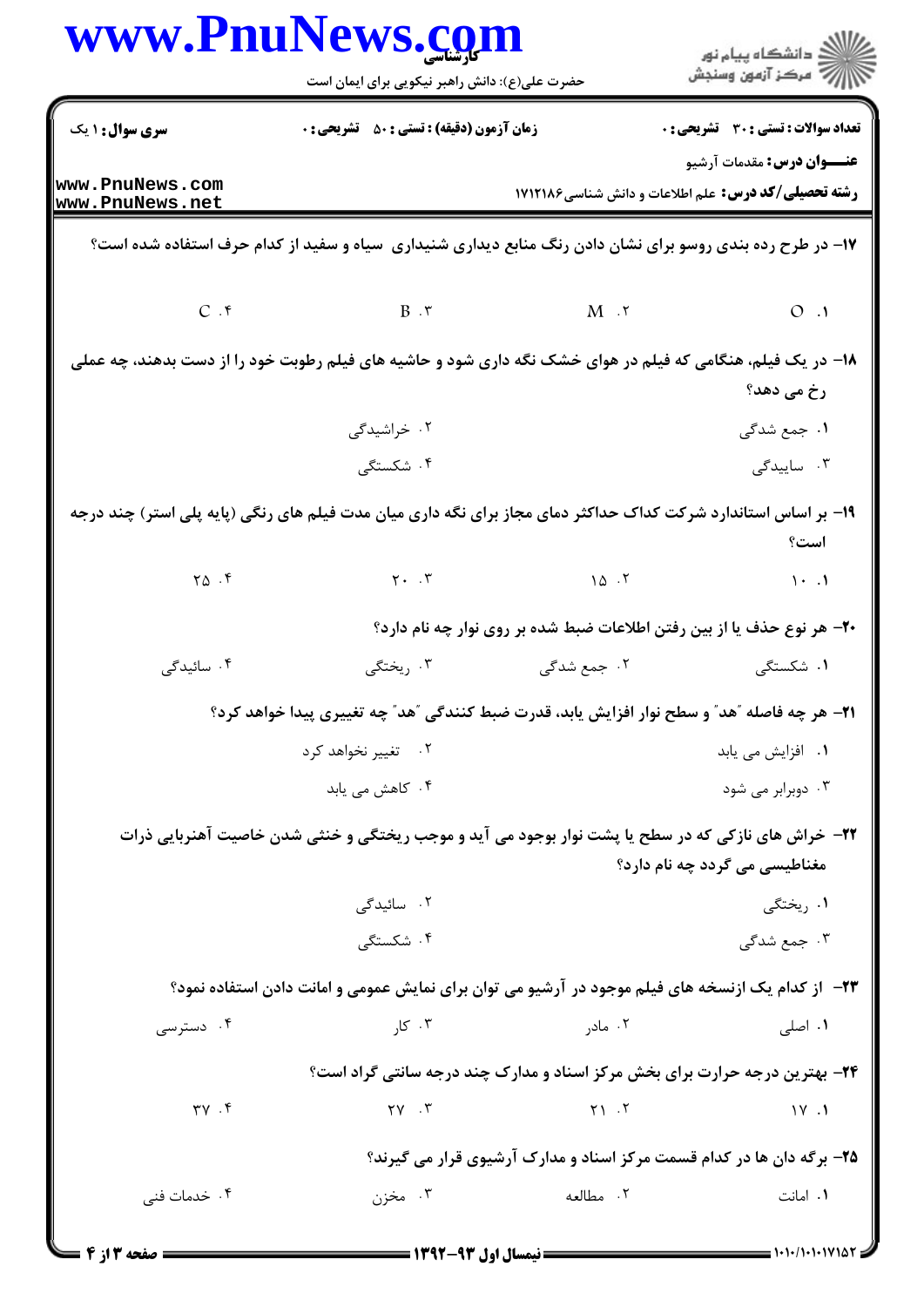۱۷- در طرح رده بندی روسو برای نشان دادن رنگ منابع دیداری شنیداری سیاه و سفید از کدام حرف استفاده شده است؟

۱. O
۲. M
۳. B
۴. C

۱۸- در یک فیلم، هنگامی که فیلم در هوای خشک نگه داری شود و حاشیه های فیلم رطوبت خود را از دست بدهند، چه عملی رخ می دهد؟

۱. جمع شدگی
۲. خراشیدگی
۳. ساییدگی
۴. شکستگی

۱۹- بر اساس استاندارد شرکت کداک حداکثر دمای مجاز برای نگه داری میان مدت فیلم های رنگی (پایه پلی استر) چند درجه است؟

۱. ۱۰
۲. ۱۵
۳. ۲۰
۴. ۲۵

۲۰- هر نوع حذف یا از بین رفتن اطلاعات ضبط شده بر روی نوار چه نام دارد؟

۱. شکستگی
۲. جمع شدگی
۳. ریختگی
۴. سائیدگی

۲۱- هر چه فاصله "هد" و سطح نوار افزایش یابد، قدرت ضبط کنندگی "هد" چه تغییری پیدا خواهد کرد؟

۱. افزایش می یابد
۲. تغییر نخواهد کرد
۳. دوبرابر می شود
۴. کاهش می یابد

۲۲- خراش های نازکی که در سطح یا پشت نوار بوجود می آید و موجب ریختگی و خنثی شدن خاصیت آهنربایی ذرات مغناطیسی می گردد چه نام دارد؟

۱. ریختگی
۲. سائیدگی
۳. جمع شدگی
۴. شکستگی

۲۳- از کدام یک ازنسخه های فیلم موجود در آرشیو می توان برای نمایش عمومی و امانت دادن استفاده نمود؟

۱. اصلی
۲. مادر
۳. کار
۴. دسترسی

۲۴- بهترین درجه حرارت برای بخش مرکز اسناد و مدارک چند درجه سانتی گراد است؟

۱. ۱۷
۲. ۲۱
۳. ۲۷
۴. ۳۷

۲۵- برگه دان ها در کدام قسمت مرکز اسناد و مدارک آرشیوی قرار می گیرند؟

۱. امانت
۲. مطالعه
۳. مخزن
۴. خدمات فنی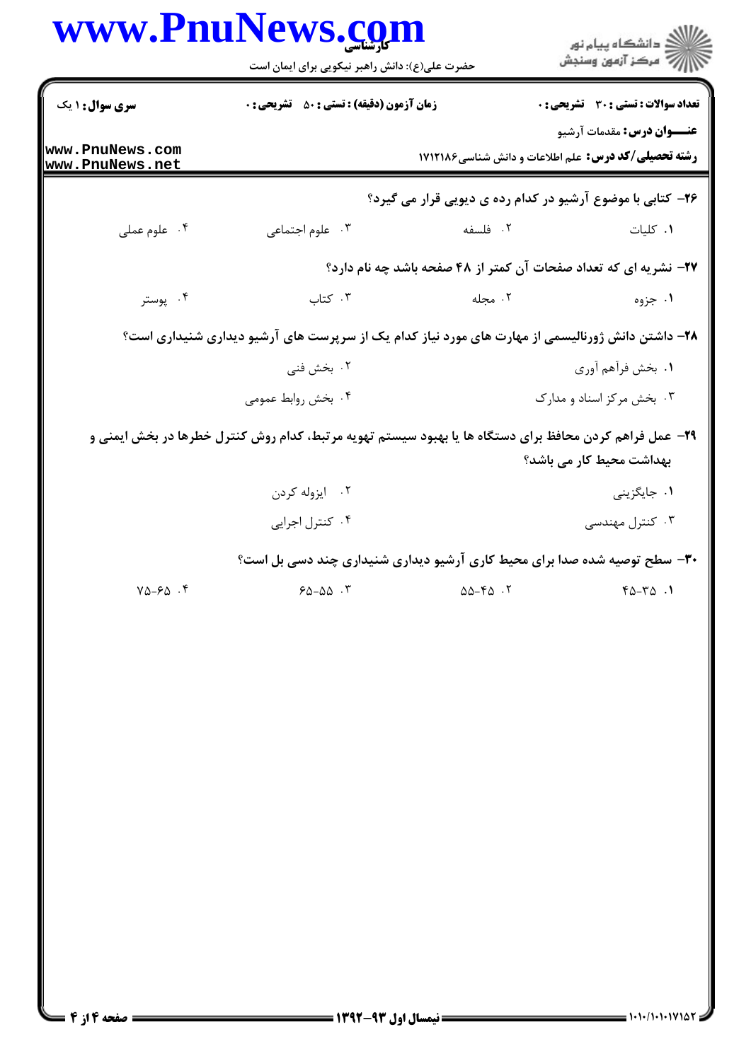۲۶- کتابی با موضوع آرشیو در کدام رده ی دیویی قرار می گیرد؟

۱. کلیات
۲. فلسفه
۳. علوم اجتماعی
۴. علوم عملی

۲۷- نشریه ای که تعداد صفحات آن کمتر از ۴۸ صفحه باشد چه نام دارد؟

۱. جزوه
۲. مجله
۳. کتاب
۴. پوستر

۲۸- داشتن دانش ژورنالیسمی از مهارت های مورد نیاز کدام یک از سرپرست های آرشیو دیداری شنیداری است؟

۱. بخش فرآهم آوری
۲. بخش فنی
۳. بخش مرکز اسناد و مدارک
۴. بخش روابط عمومی

۲۹- عمل فراهم کردن محافظ برای دستگاه ها یا بهبود سیستم تهویه مرتبط، کدام روش کنترل خطرها در بخش ایمنی و بهداشت محیط کار می باشد؟

۱. جایگزینی
۲. ایزوله کردن
۳. کنترل مهندسی
۴. کنترل اجرایی

۳۰- سطح توصیه شده صدا برای محیط کاری آرشیو دیداری شنیداری چند دسی بل است؟

۱. ۴۵-۳۵
۲. ۵۵-۴۵
۳. ۶۵-۵۵
۴. ۷۵-۶۵